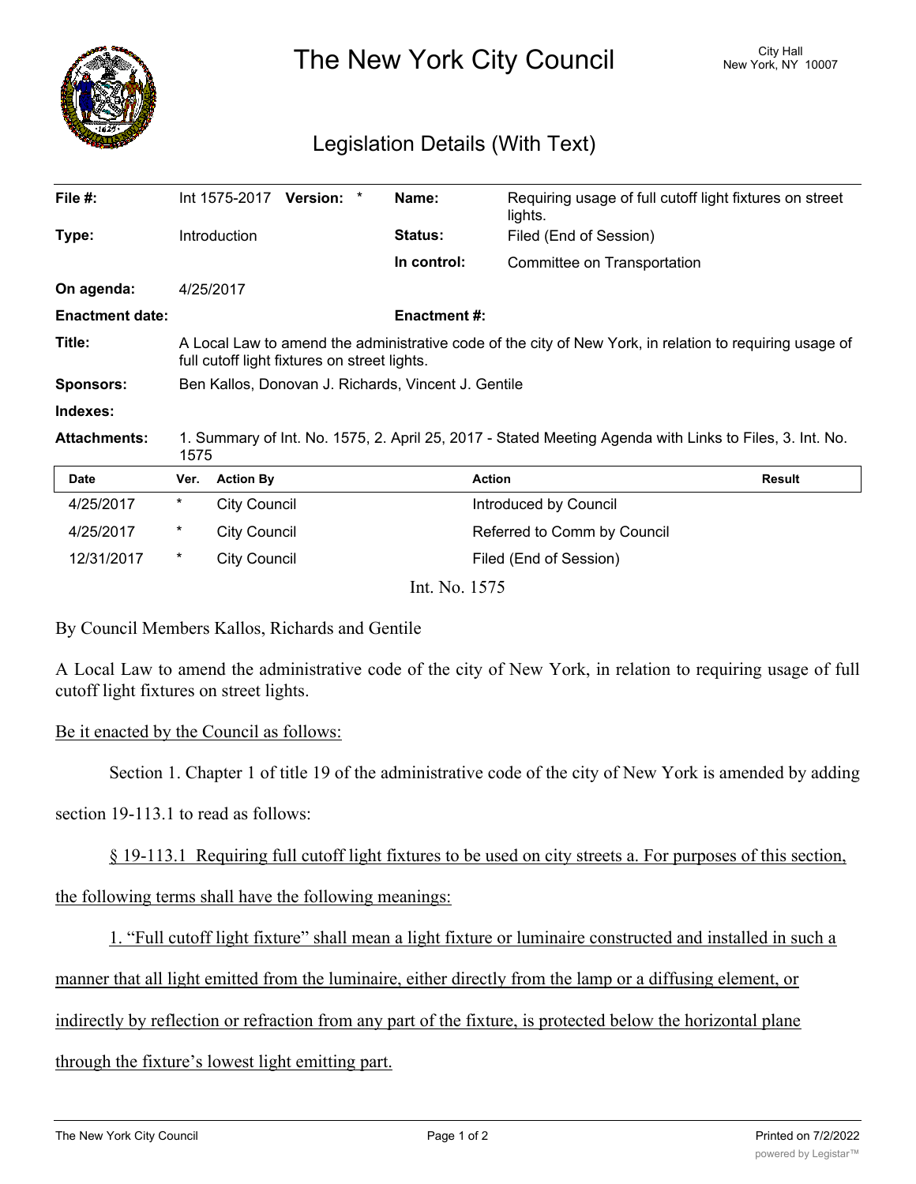# The New York City Council

City Hall
New York, NY 10007

## Legislation Details (With Text)

| | | | |
|---|---|---|---|
| **File #:** | Int 1575-2017 **Version:** * | **Name:** | Requiring usage of full cutoff light fixtures on street lights. |
| **Type:** | Introduction | **Status:** | Filed (End of Session) |
| | | **In control:** | Committee on Transportation |
| **On agenda:** | 4/25/2017 | | |
| **Enactment date:** | | **Enactment #:** | |

**Title:** A Local Law to amend the administrative code of the city of New York, in relation to requiring usage of full cutoff light fixtures on street lights.

**Sponsors:** Ben Kallos, Donovan J. Richards, Vincent J. Gentile

**Indexes:**

**Attachments:** 1. Summary of Int. No. 1575, 2. April 25, 2017 - Stated Meeting Agenda with Links to Files, 3. Int. No. 1575

| Date | Ver. | Action By | Action | Result |
|---|---|---|---|---|
| 4/25/2017 | * | City Council | Introduced by Council | |
| 4/25/2017 | * | City Council | Referred to Comm by Council | |
| 12/31/2017 | * | City Council | Filed (End of Session) | |

Int. No. 1575

By Council Members Kallos, Richards and Gentile

A Local Law to amend the administrative code of the city of New York, in relation to requiring usage of full cutoff light fixtures on street lights.

Be it enacted by the Council as follows:

Section 1. Chapter 1 of title 19 of the administrative code of the city of New York is amended by adding section 19-113.1 to read as follows:

§ 19-113.1 Requiring full cutoff light fixtures to be used on city streets a. For purposes of this section, the following terms shall have the following meanings:

1. "Full cutoff light fixture" shall mean a light fixture or luminaire constructed and installed in such a manner that all light emitted from the luminaire, either directly from the lamp or a diffusing element, or indirectly by reflection or refraction from any part of the fixture, is protected below the horizontal plane through the fixture's lowest light emitting part.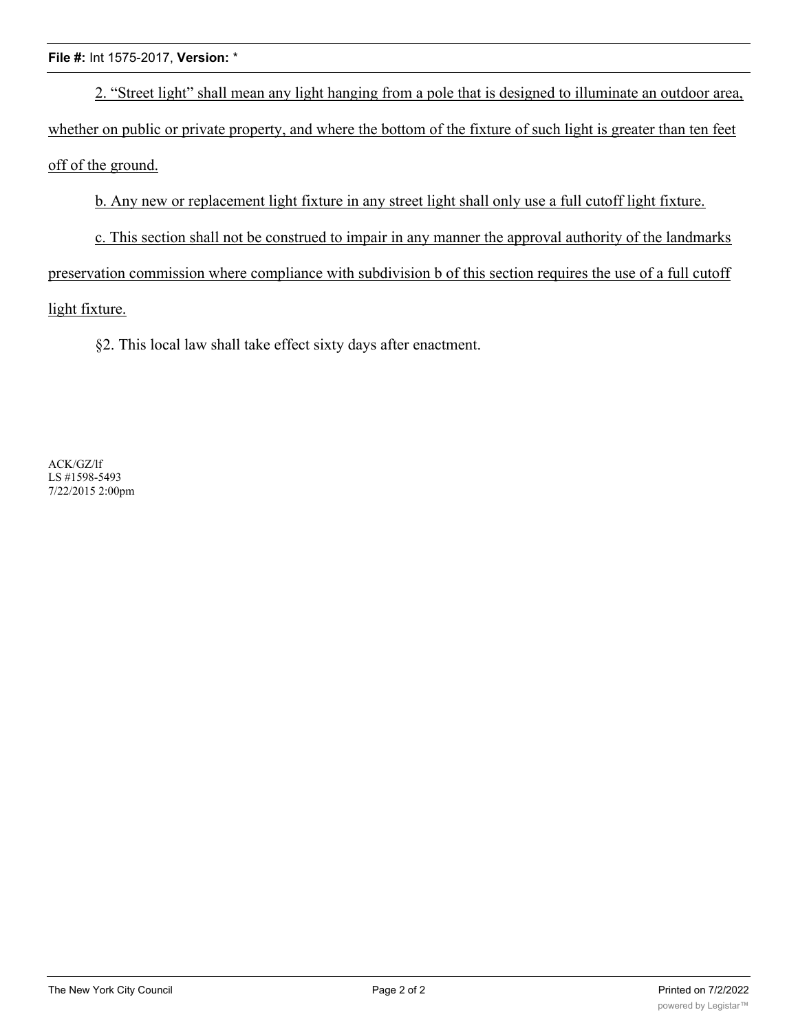2. “Street light” shall mean any light hanging from a pole that is designed to illuminate an outdoor area, whether on public or private property, and where the bottom of the fixture of such light is greater than ten feet off of the ground.

b. Any new or replacement light fixture in any street light shall only use a full cutoff light fixture.

c. This section shall not be construed to impair in any manner the approval authority of the landmarks preservation commission where compliance with subdivision b of this section requires the use of a full cutoff light fixture.

§2. This local law shall take effect sixty days after enactment.

ACK/GZ/lf
LS #1598-5493
7/22/2015 2:00pm